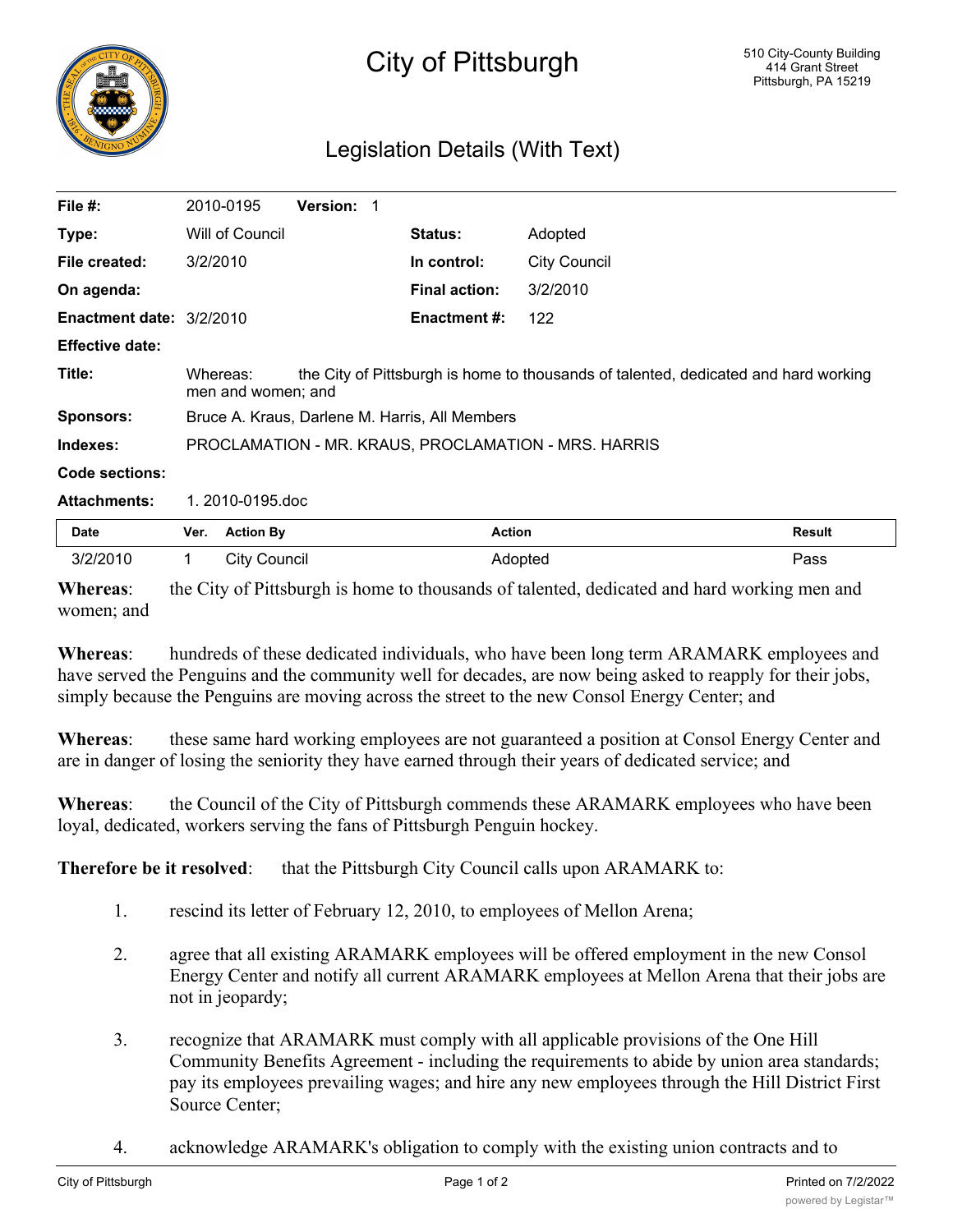# City of Pittsburgh

510 City-County Building
414 Grant Street
Pittsburgh, PA 15219

## Legislation Details (With Text)

| | | | |
|---|---|---|---|
| **File #:** | 2010-0195 **Version:** 1 | | |
| **Type:** | Will of Council | **Status:** | Adopted |
| **File created:** | 3/2/2010 | **In control:** | City Council |
| **On agenda:** | | **Final action:** | 3/2/2010 |
| **Enactment date:** | 3/2/2010 | **Enactment #:** | 122 |
| **Effective date:** | | | |
| **Title:** | Whereas: the City of Pittsburgh is home to thousands of talented, dedicated and hard working men and women; and | | |
| **Sponsors:** | Bruce A. Kraus, Darlene M. Harris, All Members | | |
| **Indexes:** | PROCLAMATION - MR. KRAUS, PROCLAMATION - MRS. HARRIS | | |
| **Code sections:** | | | |
| **Attachments:** | 1. 2010-0195.doc | | |

| Date | Ver. | Action By | Action | Result |
|---|---|---|---|---|
| 3/2/2010 | 1 | City Council | Adopted | Pass |

**Whereas**: the City of Pittsburgh is home to thousands of talented, dedicated and hard working men and women; and

**Whereas**: hundreds of these dedicated individuals, who have been long term ARAMARK employees and have served the Penguins and the community well for decades, are now being asked to reapply for their jobs, simply because the Penguins are moving across the street to the new Consol Energy Center; and

**Whereas**: these same hard working employees are not guaranteed a position at Consol Energy Center and are in danger of losing the seniority they have earned through their years of dedicated service; and

**Whereas**: the Council of the City of Pittsburgh commends these ARAMARK employees who have been loyal, dedicated, workers serving the fans of Pittsburgh Penguin hockey.

**Therefore be it resolved**: that the Pittsburgh City Council calls upon ARAMARK to:

1. rescind its letter of February 12, 2010, to employees of Mellon Arena;

2. agree that all existing ARAMARK employees will be offered employment in the new Consol Energy Center and notify all current ARAMARK employees at Mellon Arena that their jobs are not in jeopardy;

3. recognize that ARAMARK must comply with all applicable provisions of the One Hill Community Benefits Agreement - including the requirements to abide by union area standards; pay its employees prevailing wages; and hire any new employees through the Hill District First Source Center;

4. acknowledge ARAMARK's obligation to comply with the existing union contracts and to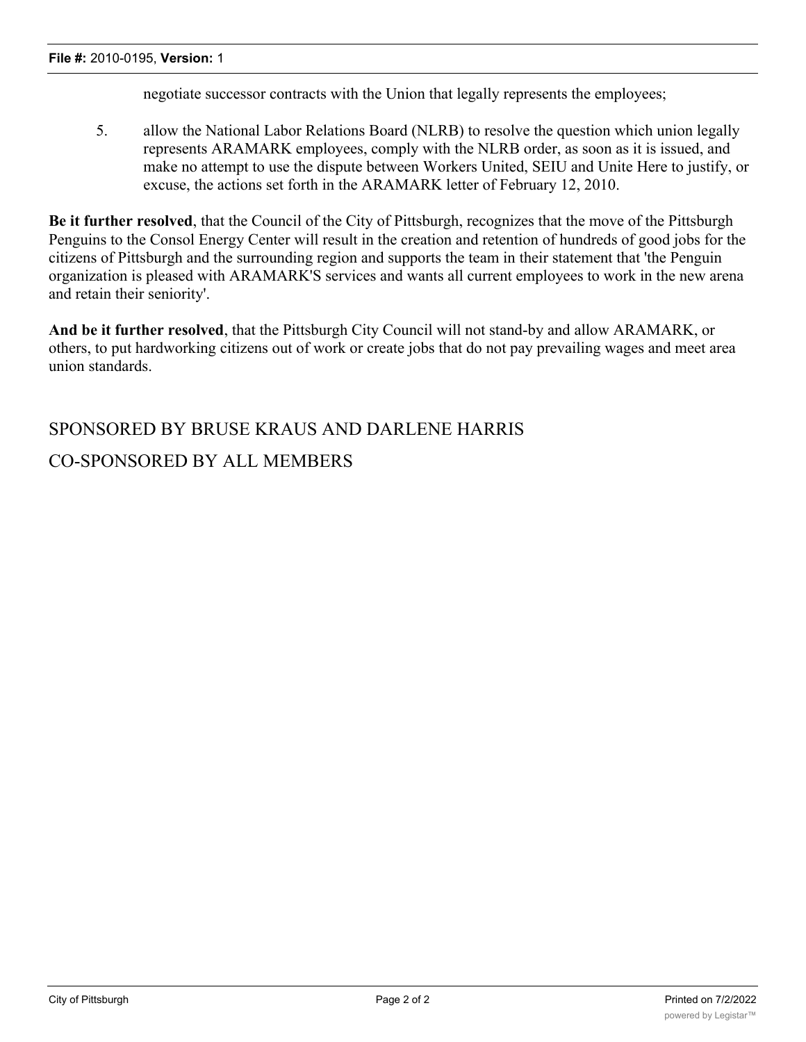negotiate successor contracts with the Union that legally represents the employees;

5. allow the National Labor Relations Board (NLRB) to resolve the question which union legally represents ARAMARK employees, comply with the NLRB order, as soon as it is issued, and make no attempt to use the dispute between Workers United, SEIU and Unite Here to justify, or excuse, the actions set forth in the ARAMARK letter of February 12, 2010.

**Be it further resolved**, that the Council of the City of Pittsburgh, recognizes that the move of the Pittsburgh Penguins to the Consol Energy Center will result in the creation and retention of hundreds of good jobs for the citizens of Pittsburgh and the surrounding region and supports the team in their statement that 'the Penguin organization is pleased with ARAMARK'S services and wants all current employees to work in the new arena and retain their seniority'.

**And be it further resolved**, that the Pittsburgh City Council will not stand-by and allow ARAMARK, or others, to put hardworking citizens out of work or create jobs that do not pay prevailing wages and meet area union standards.

SPONSORED BY BRUSE KRAUS AND DARLENE HARRIS

CO-SPONSORED BY ALL MEMBERS